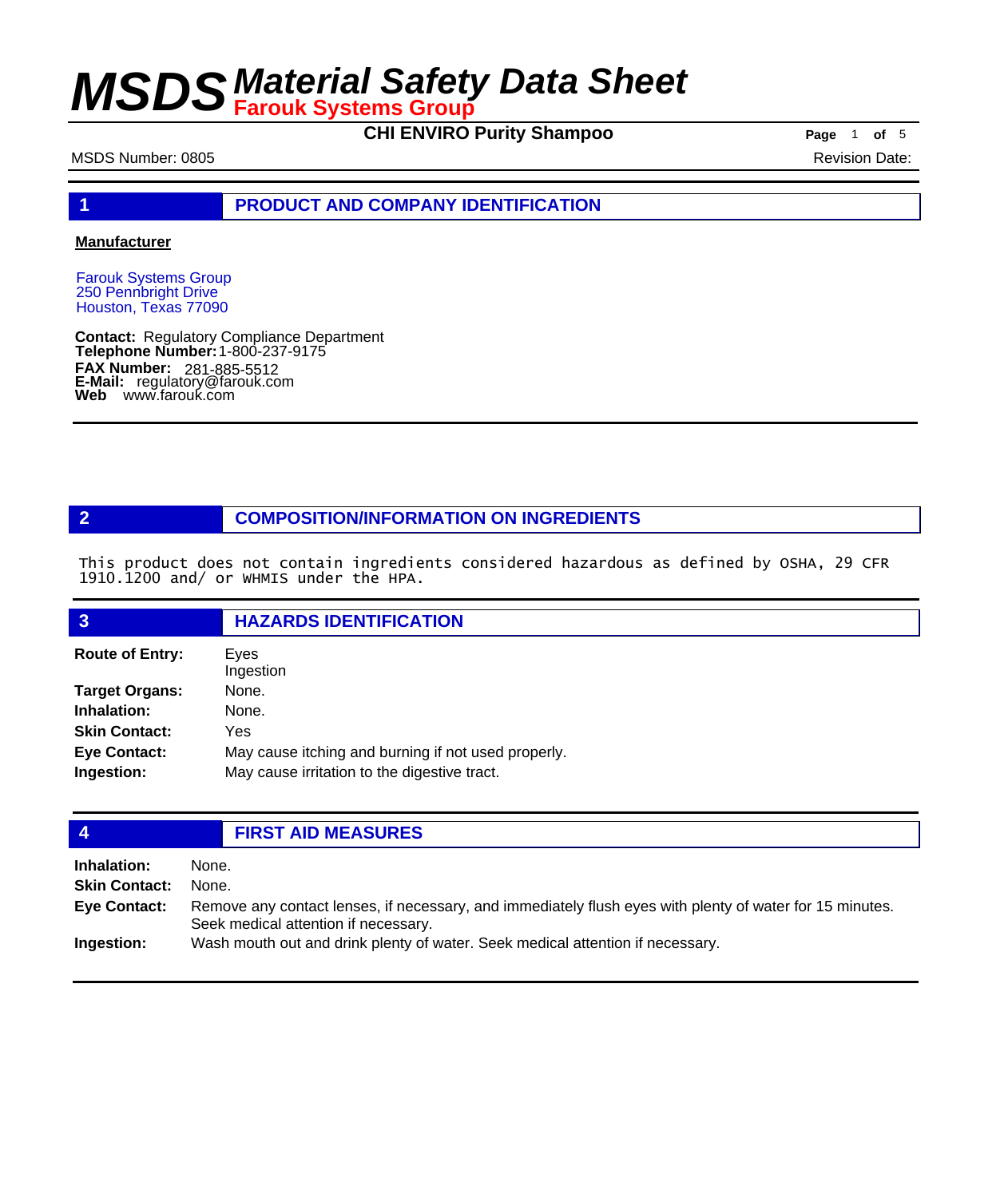# MSDS Material Safety Data Sheet

**Farouk Systems Group**

**CHI ENVIRO Purity Shampoo**

MSDS Number: 0805

Revision Date:

## 1 PRODUCT AND COMPANY IDENTIFICATION

**Manufacturer**

Farouk Systems Group
250 Pennbright Drive
Houston, Texas 77090

**Contact:** Regulatory Compliance Department
**Telephone Number:** 1-800-237-9175
**FAX Number:** 281-885-5512
**E-Mail:** regulatory@farouk.com
**Web** www.farouk.com

## 2 COMPOSITION/INFORMATION ON INGREDIENTS

This product does not contain ingredients considered hazardous as defined by OSHA, 29 CFR 1910.1200 and/ or WHMIS under the HPA.

## 3 HAZARDS IDENTIFICATION

**Route of Entry:** Eyes
Ingestion

**Target Organs:** None.

**Inhalation:** None.

**Skin Contact:** Yes

**Eye Contact:** May cause itching and burning if not used properly.

**Ingestion:** May cause irritation to the digestive tract.

## 4 FIRST AID MEASURES

**Inhalation:** None.

**Skin Contact:** None.

**Eye Contact:** Remove any contact lenses, if necessary, and immediately flush eyes with plenty of water for 15 minutes. Seek medical attention if necessary.

**Ingestion:** Wash mouth out and drink plenty of water. Seek medical attention if necessary.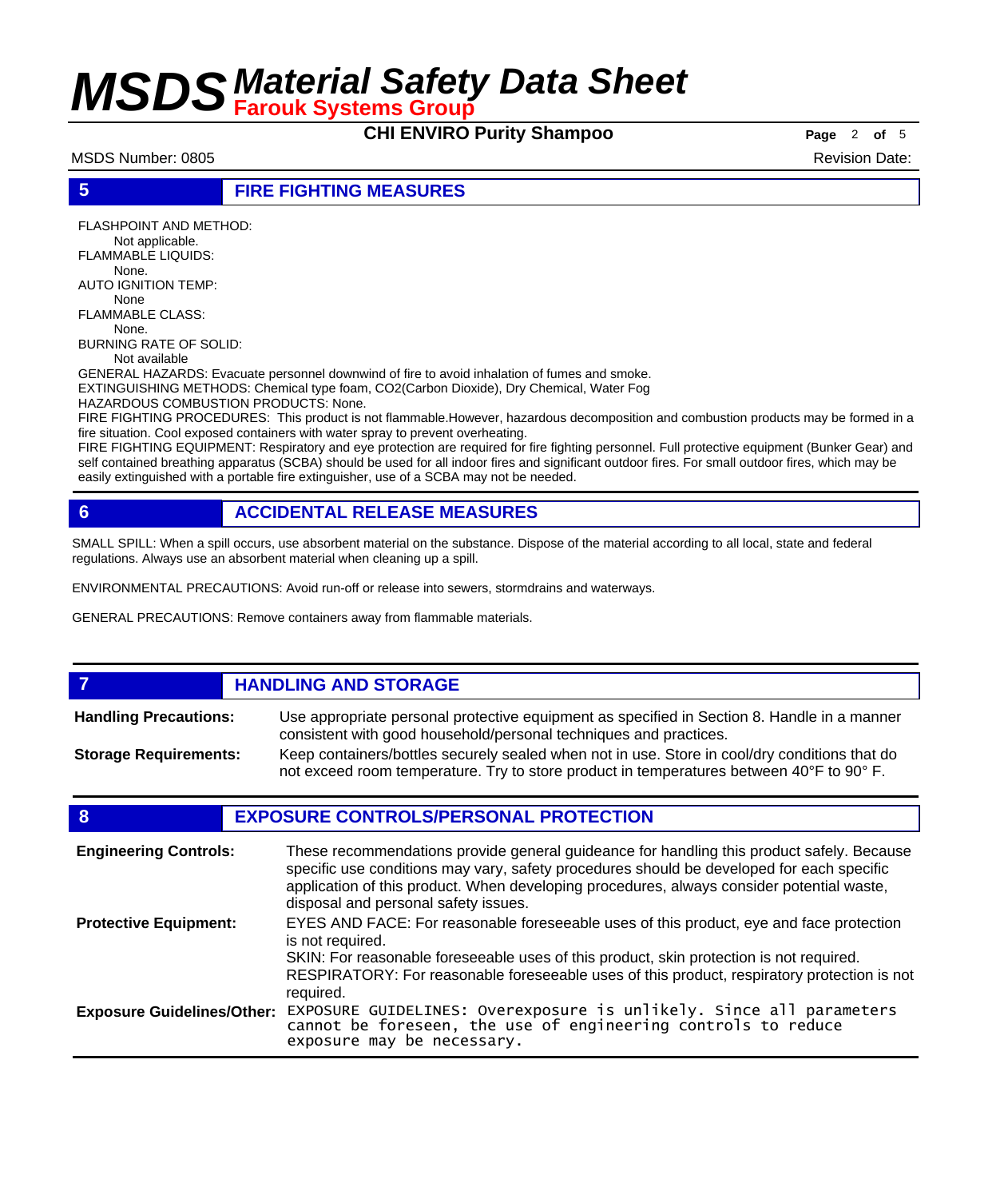## 5 FIRE FIGHTING MEASURES

FLASHPOINT AND METHOD:
Not applicable.
FLAMMABLE LIQUIDS:
None.
AUTO IGNITION TEMP:
None
FLAMMABLE CLASS:
None.
BURNING RATE OF SOLID:
Not available

GENERAL HAZARDS: Evacuate personnel downwind of fire to avoid inhalation of fumes and smoke.
EXTINGUISHING METHODS: Chemical type foam, CO2(Carbon Dioxide), Dry Chemical, Water Fog
HAZARDOUS COMBUSTION PRODUCTS: None.
FIRE FIGHTING PROCEDURES: This product is not flammable.However, hazardous decomposition and combustion products may be formed in a fire situation. Cool exposed containers with water spray to prevent overheating.
FIRE FIGHTING EQUIPMENT: Respiratory and eye protection are required for fire fighting personnel. Full protective equipment (Bunker Gear) and self contained breathing apparatus (SCBA) should be used for all indoor fires and significant outdoor fires. For small outdoor fires, which may be easily extinguished with a portable fire extinguisher, use of a SCBA may not be needed.

## 6 ACCIDENTAL RELEASE MEASURES

SMALL SPILL: When a spill occurs, use absorbent material on the substance. Dispose of the material according to all local, state and federal regulations. Always use an absorbent material when cleaning up a spill.

ENVIRONMENTAL PRECAUTIONS: Avoid run-off or release into sewers, stormdrains and waterways.

GENERAL PRECAUTIONS: Remove containers away from flammable materials.

## 7 HANDLING AND STORAGE

**Handling Precautions:** Use appropriate personal protective equipment as specified in Section 8. Handle in a manner consistent with good household/personal techniques and practices.

**Storage Requirements:** Keep containers/bottles securely sealed when not in use. Store in cool/dry conditions that do not exceed room temperature. Try to store product in temperatures between 40°F to 90° F.

## 8 EXPOSURE CONTROLS/PERSONAL PROTECTION

**Engineering Controls:** These recommendations provide general guideance for handling this product safely. Because specific use conditions may vary, safety procedures should be developed for each specific application of this product. When developing procedures, always consider potential waste, disposal and personal safety issues.

**Protective Equipment:** EYES AND FACE: For reasonable foreseeable uses of this product, eye and face protection is not required.
SKIN: For reasonable foreseeable uses of this product, skin protection is not required.
RESPIRATORY: For reasonable foreseeable uses of this product, respiratory protection is not required.

**Exposure Guidelines/Other:** EXPOSURE GUIDELINES: Overexposure is unlikely. Since all parameters cannot be foreseen, the use of engineering controls to reduce exposure may be necessary.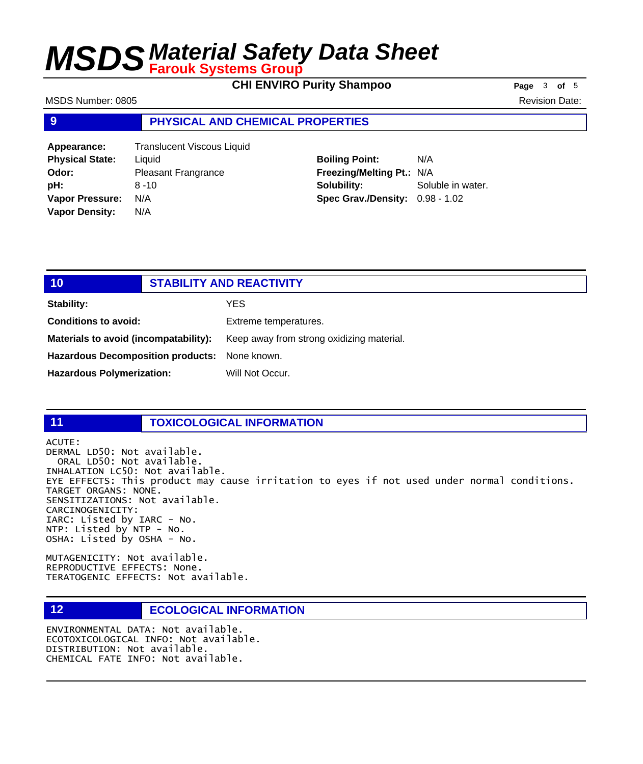## 9 PHYSICAL AND CHEMICAL PROPERTIES

**Appearance:** Translucent Viscous Liquid
**Physical State:** Liquid
**Odor:** Pleasant Frangrance
**pH:** 8 -10
**Vapor Pressure:** N/A
**Vapor Density:** N/A

**Boiling Point:** N/A
**Freezing/Melting Pt.:** N/A
**Solubility:** Soluble in water.
**Spec Grav./Density:** 0.98 - 1.02

## 10 STABILITY AND REACTIVITY

**Stability:** YES

**Conditions to avoid:** Extreme temperatures.

**Materials to avoid (incompatability):** Keep away from strong oxidizing material.

**Hazardous Decomposition products:** None known.

**Hazardous Polymerization:** Will Not Occur.

## 11 TOXICOLOGICAL INFORMATION

ACUTE:
DERMAL LD50: Not available.
ORAL LD50: Not available.
INHALATION LC50: Not available.
EYE EFFECTS: This product may cause irritation to eyes if not used under normal conditions.
TARGET ORGANS: NONE.
SENSITIZATIONS: Not available.
CARCINOGENICITY:
IARC: Listed by IARC - No.
NTP: Listed by NTP - No.
OSHA: Listed by OSHA - No.

MUTAGENICITY: Not available.
REPRODUCTIVE EFFECTS: None.
TERATOGENIC EFFECTS: Not available.

## 12 ECOLOGICAL INFORMATION

ENVIRONMENTAL DATA: Not available.
ECOTOXICOLOGICAL INFO: Not available.
DISTRIBUTION: Not available.
CHEMICAL FATE INFO: Not available.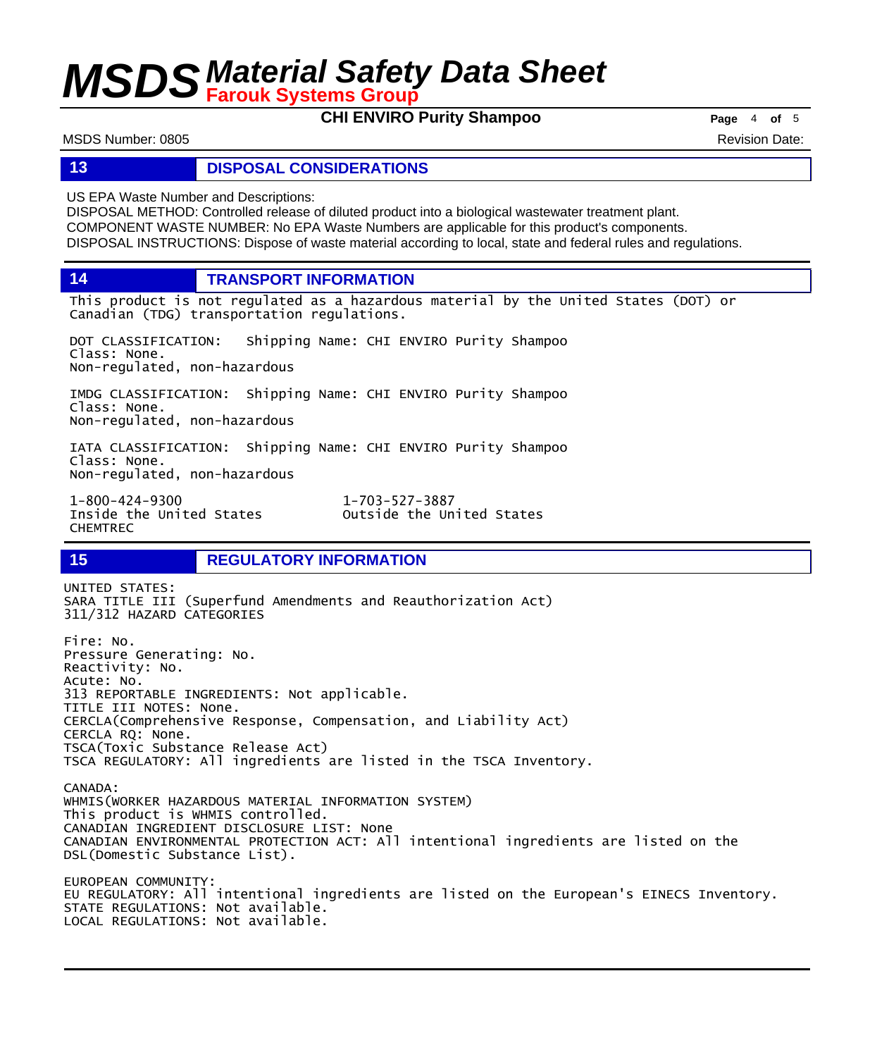## 13 DISPOSAL CONSIDERATIONS

US EPA Waste Number and Descriptions:
DISPOSAL METHOD: Controlled release of diluted product into a biological wastewater treatment plant.
COMPONENT WASTE NUMBER: No EPA Waste Numbers are applicable for this product's components.
DISPOSAL INSTRUCTIONS: Dispose of waste material according to local, state and federal rules and regulations.

## 14 TRANSPORT INFORMATION

This product is not regulated as a hazardous material by the United States (DOT) or Canadian (TDG) transportation regulations.

DOT CLASSIFICATION: Shipping Name: CHI ENVIRO Purity Shampoo
Class: None.
Non-regulated, non-hazardous

IMDG CLASSIFICATION: Shipping Name: CHI ENVIRO Purity Shampoo
Class: None.
Non-regulated, non-hazardous

IATA CLASSIFICATION: Shipping Name: CHI ENVIRO Purity Shampoo
Class: None.
Non-regulated, non-hazardous

1-800-424-9300
Inside the United States
CHEMTREC

1-703-527-3887
Outside the United States

## 15 REGULATORY INFORMATION

UNITED STATES:
SARA TITLE III (Superfund Amendments and Reauthorization Act)
311/312 HAZARD CATEGORIES

Fire: No.
Pressure Generating: No.
Reactivity: No.
Acute: No.
313 REPORTABLE INGREDIENTS: Not applicable.
TITLE III NOTES: None.
CERCLA(Comprehensive Response, Compensation, and Liability Act)
CERCLA RQ: None.
TSCA(Toxic Substance Release Act)
TSCA REGULATORY: All ingredients are listed in the TSCA Inventory.

CANADA:
WHMIS(WORKER HAZARDOUS MATERIAL INFORMATION SYSTEM)
This product is WHMIS controlled.
CANADIAN INGREDIENT DISCLOSURE LIST: None
CANADIAN ENVIRONMENTAL PROTECTION ACT: All intentional ingredients are listed on the DSL(Domestic Substance List).

EUROPEAN COMMUNITY:
EU REGULATORY: All intentional ingredients are listed on the European's EINECS Inventory.
STATE REGULATIONS: Not available.
LOCAL REGULATIONS: Not available.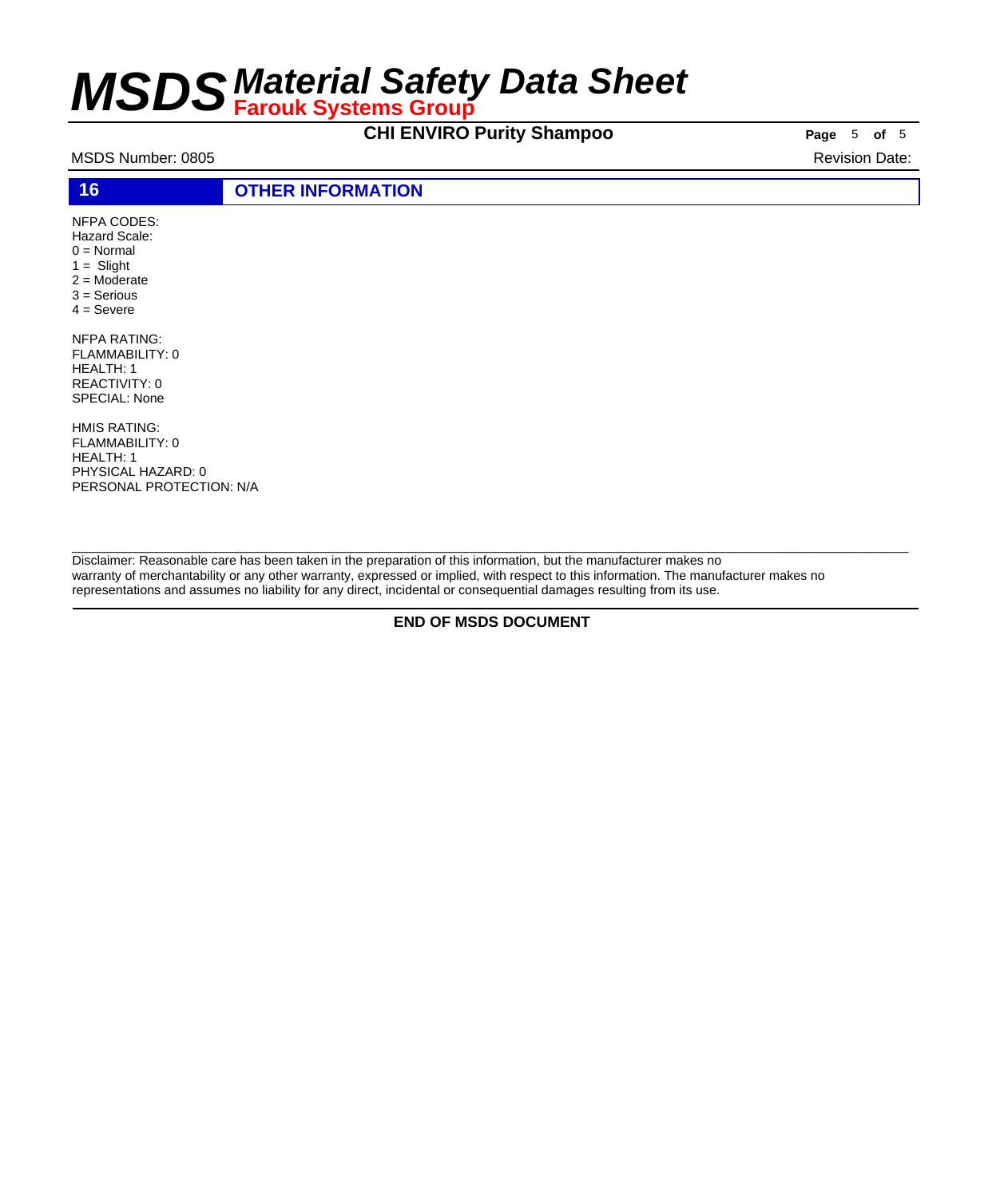## 16 OTHER INFORMATION

NFPA CODES:
Hazard Scale:
0 = Normal
1 = Slight
2 = Moderate
3 = Serious
4 = Severe

NFPA RATING:
FLAMMABILITY: 0
HEALTH: 1
REACTIVITY: 0
SPECIAL: None

HMIS RATING:
FLAMMABILITY: 0
HEALTH: 1
PHYSICAL HAZARD: 0
PERSONAL PROTECTION: N/A

---

Disclaimer: Reasonable care has been taken in the preparation of this information, but the manufacturer makes no warranty of merchantability or any other warranty, expressed or implied, with respect to this information. The manufacturer makes no representations and assumes no liability for any direct, incidental or consequential damages resulting from its use.

---

**END OF MSDS DOCUMENT**